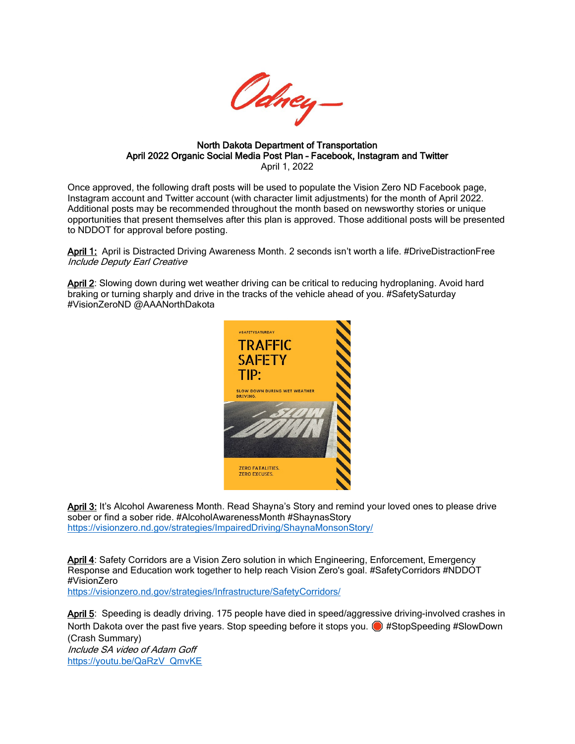Odney

**North Dakota Department of Transportation**
**April 2022 Organic Social Media Post Plan – Facebook, Instagram and Twitter**
April 1, 2022

Once approved, the following draft posts will be used to populate the Vision Zero ND Facebook page, Instagram account and Twitter account (with character limit adjustments) for the month of April 2022. Additional posts may be recommended throughout the month based on newsworthy stories or unique opportunities that present themselves after this plan is approved. Those additional posts will be presented to NDDOT for approval before posting.

**April 1:** April is Distracted Driving Awareness Month. 2 seconds isn't worth a life. #DriveDistractionFree
*Include Deputy Earl Creative*

**April 2**: Slowing down during wet weather driving can be critical to reducing hydroplaning. Avoid hard braking or turning sharply and drive in the tracks of the vehicle ahead of you. #SafetySaturday #VisionZeroND @AAANorthDakota

#SAFETYSATURDAY
TRAFFIC SAFETY TIP:
SLOW DOWN DURING WET WEATHER DRIVING.
SLOW DOWN
ZERO FATALITIES.
ZERO EXCUSES.

**April 3:** It's Alcohol Awareness Month. Read Shayna's Story and remind your loved ones to please drive sober or find a sober ride. #AlcoholAwarenessMonth #ShaynasStory
https://visionzero.nd.gov/strategies/ImpairedDriving/ShaynaMonsonStory/

**April 4**: Safety Corridors are a Vision Zero solution in which Engineering, Enforcement, Emergency Response and Education work together to help reach Vision Zero's goal. #SafetyCorridors #NDDOT #VisionZero
https://visionzero.nd.gov/strategies/Infrastructure/SafetyCorridors/

**April 5**: Speeding is deadly driving. 175 people have died in speed/aggressive driving-involved crashes in North Dakota over the past five years. Stop speeding before it stops you. 🛑 #StopSpeeding #SlowDown (Crash Summary)
*Include SA video of Adam Goff*
https://youtu.be/QaRzV_QmvKE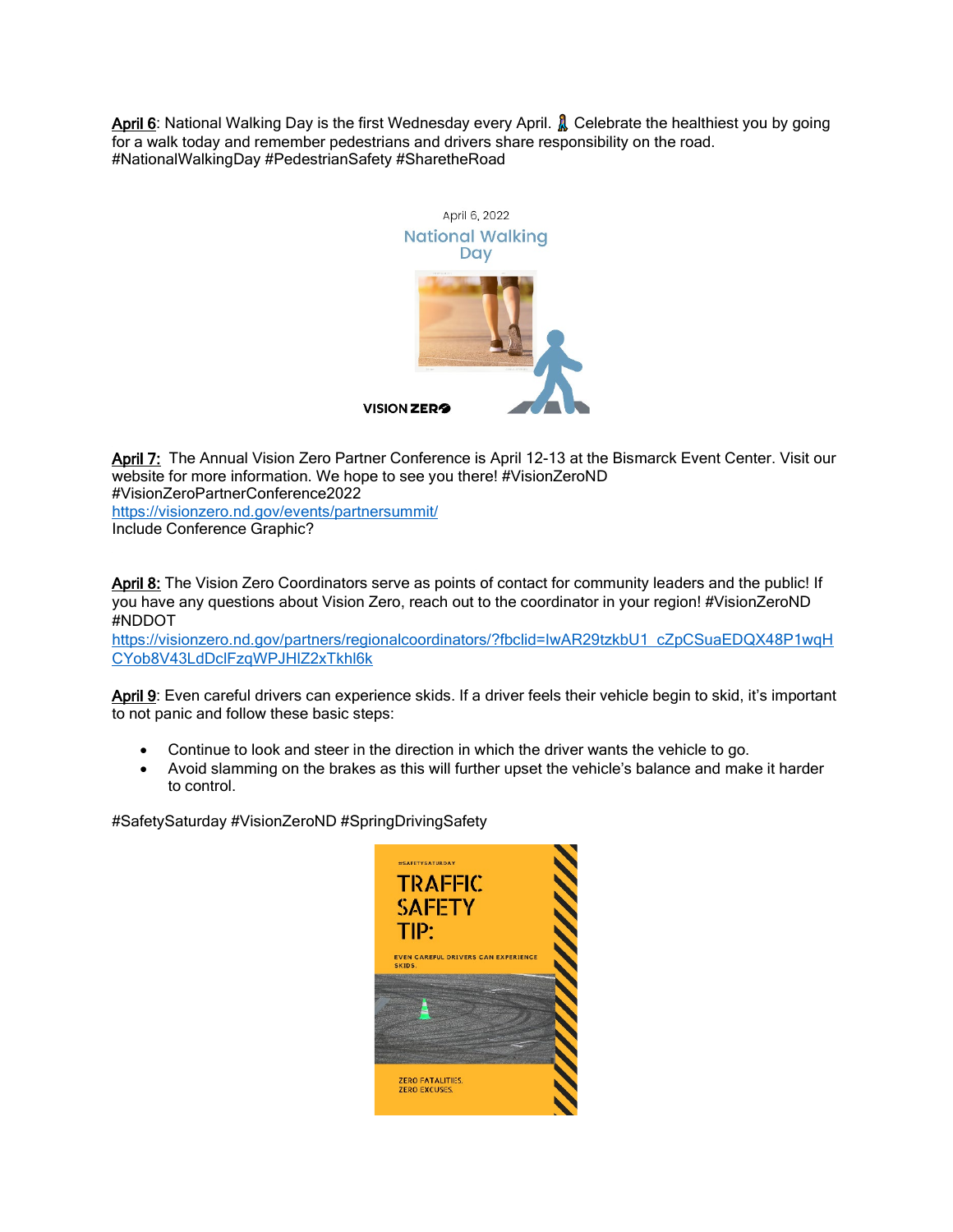**April 6**: National Walking Day is the first Wednesday every April. 🚶 Celebrate the healthiest you by going for a walk today and remember pedestrians and drivers share responsibility on the road. #NationalWalkingDay #PedestrianSafety #SharetheRoad

**April 7:** The Annual Vision Zero Partner Conference is April 12-13 at the Bismarck Event Center. Visit our website for more information. We hope to see you there! #VisionZeroND #VisionZeroPartnerConference2022
https://visionzero.nd.gov/events/partnersummit/
Include Conference Graphic?

**April 8:** The Vision Zero Coordinators serve as points of contact for community leaders and the public! If you have any questions about Vision Zero, reach out to the coordinator in your region! #VisionZeroND #NDDOT
https://visionzero.nd.gov/partners/regionalcoordinators/?fbclid=IwAR29tzkbU1_cZpCSuaEDQX48P1wqHCYob8V43LdDclFzqWPJHlZ2xTkhl6k

**April 9**: Even careful drivers can experience skids. If a driver feels their vehicle begin to skid, it's important to not panic and follow these basic steps:

- Continue to look and steer in the direction in which the driver wants the vehicle to go.
- Avoid slamming on the brakes as this will further upset the vehicle's balance and make it harder to control.

#SafetySaturday #VisionZeroND #SpringDrivingSafety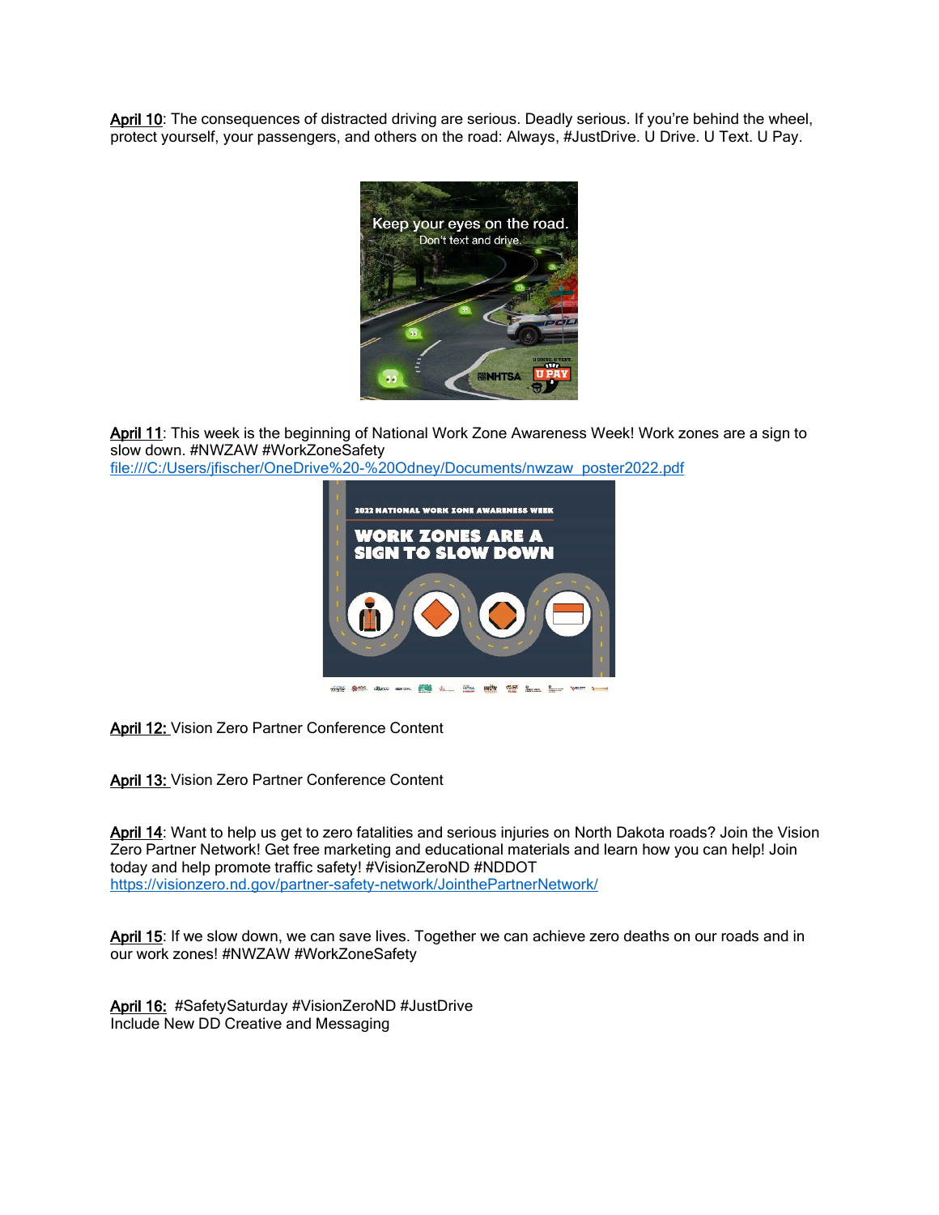**April 10**: The consequences of distracted driving are serious. Deadly serious. If you're behind the wheel, protect yourself, your passengers, and others on the road: Always, #JustDrive. U Drive. U Text. U Pay.

**April 11**: This week is the beginning of National Work Zone Awareness Week! Work zones are a sign to slow down. #NWZAW #WorkZoneSafety
file:///C:/Users/jfischer/OneDrive%20-%20Odney/Documents/nwzaw_poster2022.pdf

**April 12:** Vision Zero Partner Conference Content

**April 13:** Vision Zero Partner Conference Content

**April 14**: Want to help us get to zero fatalities and serious injuries on North Dakota roads? Join the Vision Zero Partner Network! Get free marketing and educational materials and learn how you can help! Join today and help promote traffic safety! #VisionZeroND #NDDOT
https://visionzero.nd.gov/partner-safety-network/JointhePartnerNetwork/

**April 15**: If we slow down, we can save lives. Together we can achieve zero deaths on our roads and in our work zones! #NWZAW #WorkZoneSafety

**April 16:** #SafetySaturday #VisionZeroND #JustDrive
Include New DD Creative and Messaging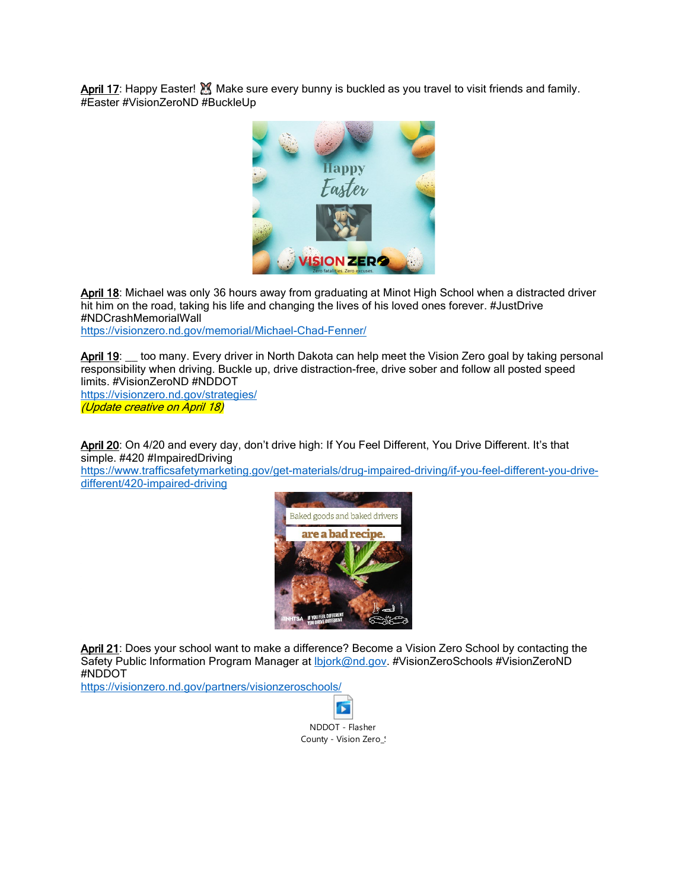April 17: Happy Easter! 🐰 Make sure every bunny is buckled as you travel to visit friends and family. #Easter #VisionZeroND #BuckleUp

April 18: Michael was only 36 hours away from graduating at Minot High School when a distracted driver hit him on the road, taking his life and changing the lives of his loved ones forever. #JustDrive #NDCrashMemorialWall
https://visionzero.nd.gov/memorial/Michael-Chad-Fenner/

April 19: __ too many. Every driver in North Dakota can help meet the Vision Zero goal by taking personal responsibility when driving. Buckle up, drive distraction-free, drive sober and follow all posted speed limits. #VisionZeroND #NDDOT
https://visionzero.nd.gov/strategies/
*(Update creative on April 18)*

April 20: On 4/20 and every day, don't drive high: If You Feel Different, You Drive Different. It's that simple. #420 #ImpairedDriving
https://www.trafficsafetymarketing.gov/get-materials/drug-impaired-driving/if-you-feel-different-you-drive-different/420-impaired-driving

April 21: Does your school want to make a difference? Become a Vision Zero School by contacting the Safety Public Information Program Manager at lbjork@nd.gov. #VisionZeroSchools #VisionZeroND #NDDOT
https://visionzero.nd.gov/partners/visionzeroschools/

NDDOT - Flasher County - Vision Zero_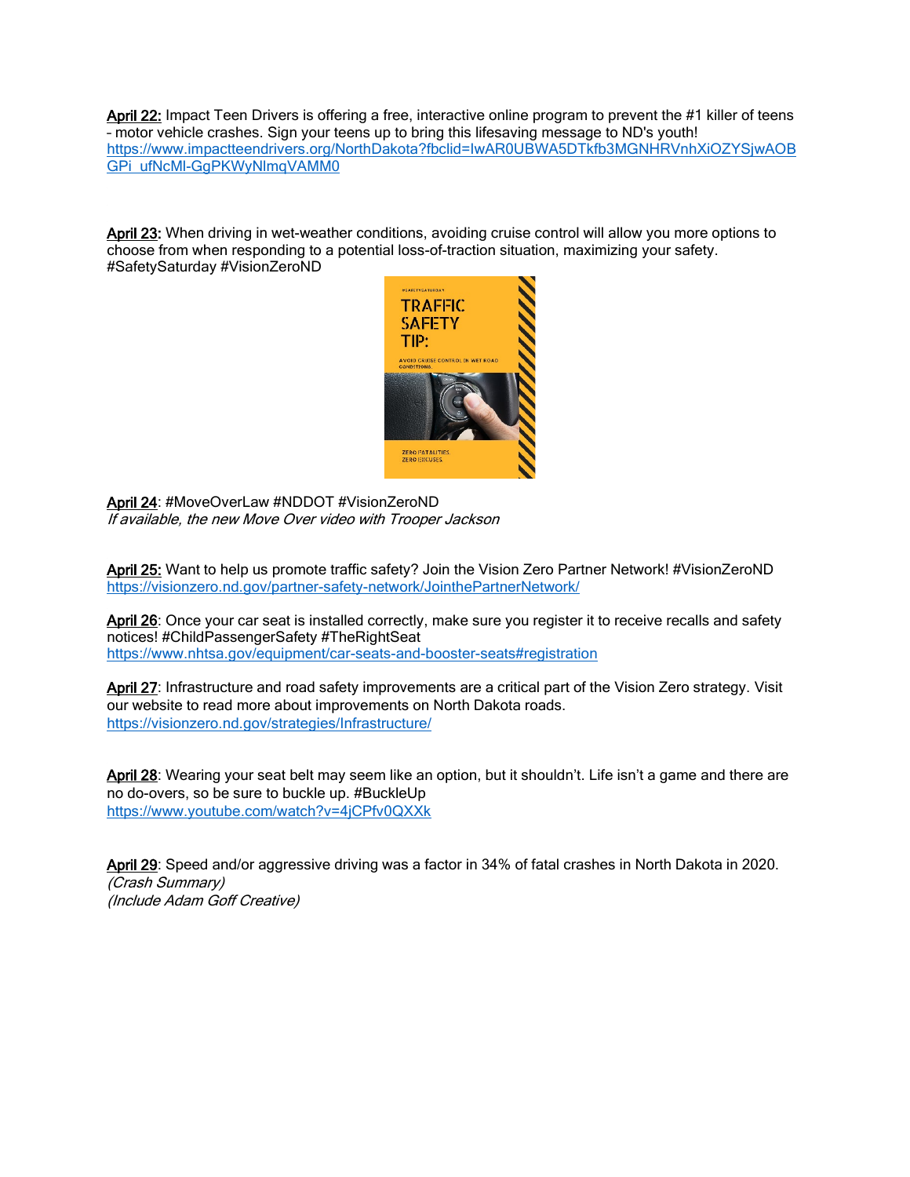<u>April 22:</u> Impact Teen Drivers is offering a free, interactive online program to prevent the #1 killer of teens – motor vehicle crashes. Sign your teens up to bring this lifesaving message to ND's youth!
https://www.impactteendrivers.org/NorthDakota?fbclid=IwAR0UBWA5DTkfb3MGNHRVnhXiOZYSjwAOBGPi_ufNcMl-GgPKWyNlmqVAMM0

<u>April 23:</u> When driving in wet-weather conditions, avoiding cruise control will allow you more options to choose from when responding to a potential loss-of-traction situation, maximizing your safety. #SafetySaturday #VisionZeroND

<u>April 24</u>: #MoveOverLaw #NDDOT #VisionZeroND
*If available, the new Move Over video with Trooper Jackson*

<u>April 25:</u> Want to help us promote traffic safety? Join the Vision Zero Partner Network! #VisionZeroND
https://visionzero.nd.gov/partner-safety-network/JointhePartnerNetwork/

<u>April 26</u>: Once your car seat is installed correctly, make sure you register it to receive recalls and safety notices! #ChildPassengerSafety #TheRightSeat
https://www.nhtsa.gov/equipment/car-seats-and-booster-seats#registration

<u>April 27</u>: Infrastructure and road safety improvements are a critical part of the Vision Zero strategy. Visit our website to read more about improvements on North Dakota roads.
https://visionzero.nd.gov/strategies/Infrastructure/

<u>April 28</u>: Wearing your seat belt may seem like an option, but it shouldn't. Life isn't a game and there are no do-overs, so be sure to buckle up. #BuckleUp
https://www.youtube.com/watch?v=4jCPfv0QXXk

<u>April 29</u>: Speed and/or aggressive driving was a factor in 34% of fatal crashes in North Dakota in 2020.
*(Crash Summary)*
*(Include Adam Goff Creative)*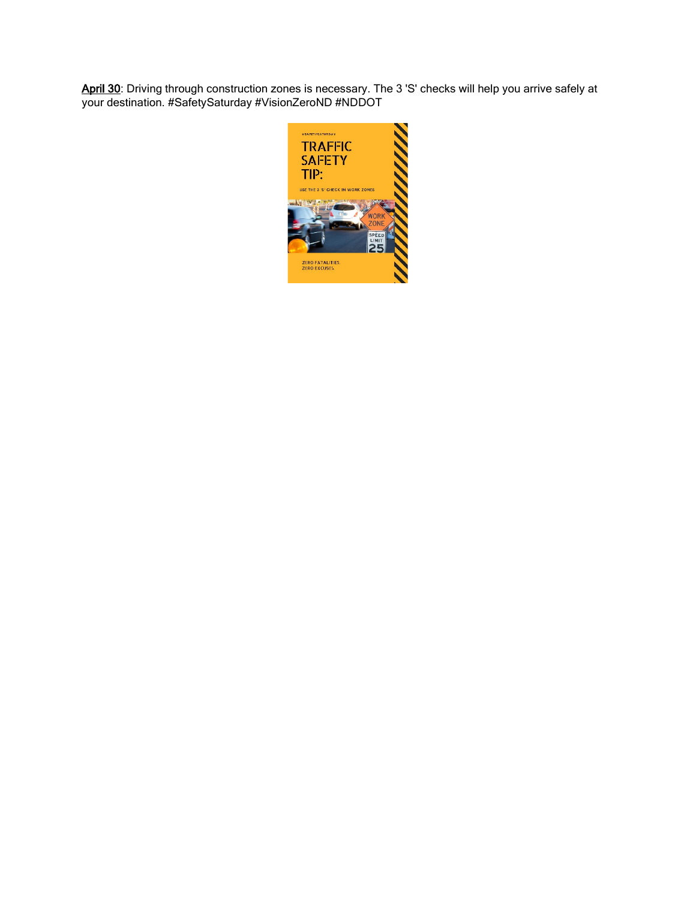April 30: Driving through construction zones is necessary. The 3 'S' checks will help you arrive safely at your destination. #SafetySaturday #VisionZeroND #NDDOT

#SAFETYSATURDAY

TRAFFIC SAFETY TIP:

USE THE 3 'S' CHECK IN WORK ZONES

ZERO FATALITIES.
ZERO EXCUSES.